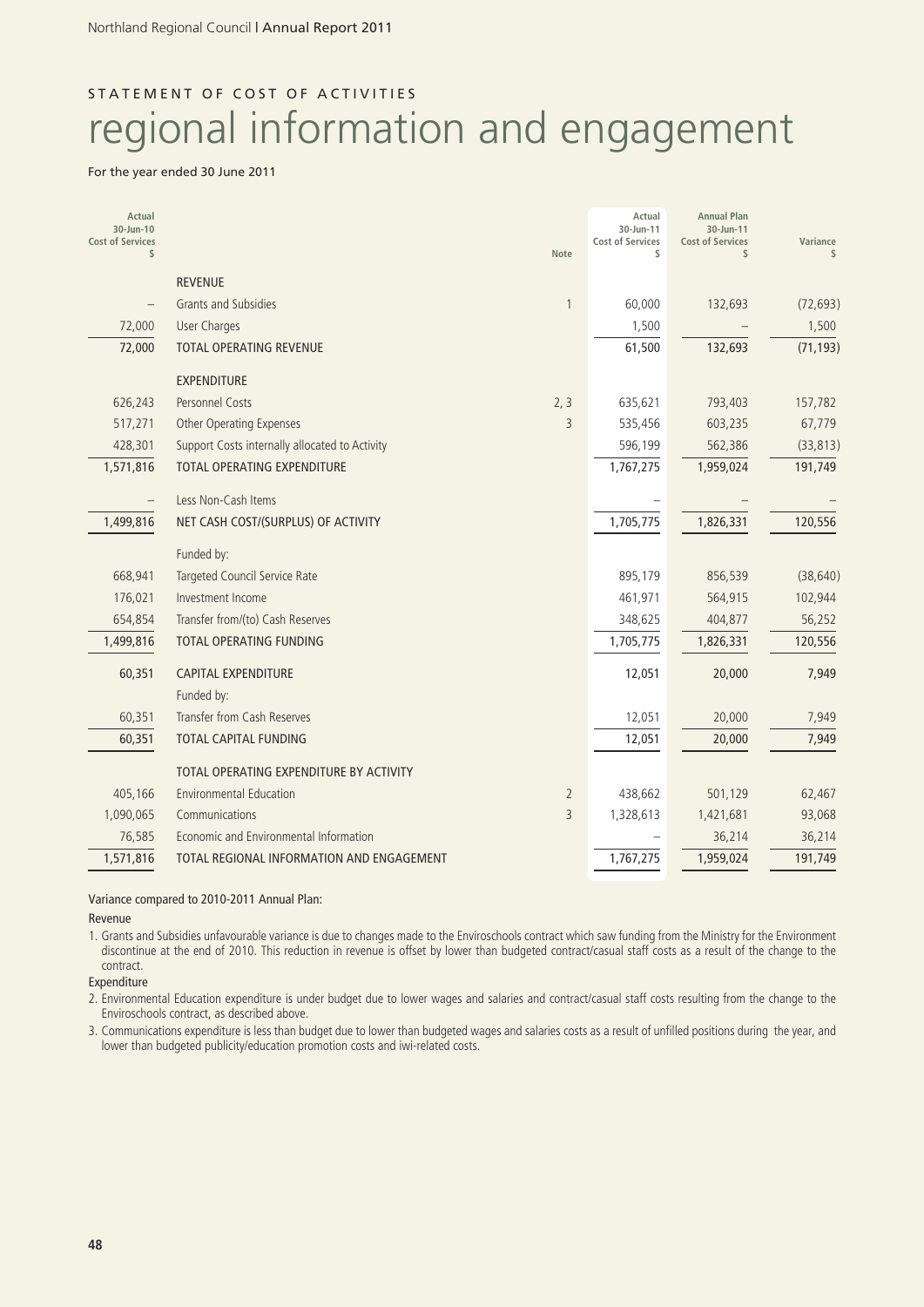STATEMENT OF COST OF ACTIVITIES

# regional information and engagement

For the year ended 30 June 2011

| Actual 30-Jun-10 Cost of Services $ | | Note | Actual 30-Jun-11 Cost of Services $ | Annual Plan 30-Jun-11 Cost of Services $ | Variance $ |
|---|---|---|---|---|---|
| | REVENUE | | | | |
| – | Grants and Subsidies | 1 | 60,000 | 132,693 | (72,693) |
| 72,000 | User Charges | | 1,500 | – | 1,500 |
| 72,000 | TOTAL OPERATING REVENUE | | 61,500 | 132,693 | (71,193) |
| | EXPENDITURE | | | | |
| 626,243 | Personnel Costs | 2, 3 | 635,621 | 793,403 | 157,782 |
| 517,271 | Other Operating Expenses | 3 | 535,456 | 603,235 | 67,779 |
| 428,301 | Support Costs internally allocated to Activity | | 596,199 | 562,386 | (33,813) |
| 1,571,816 | TOTAL OPERATING EXPENDITURE | | 1,767,275 | 1,959,024 | 191,749 |
| – | Less Non-Cash Items | | – | – | – |
| 1,499,816 | NET CASH COST/(SURPLUS) OF ACTIVITY | | 1,705,775 | 1,826,331 | 120,556 |
| | Funded by: | | | | |
| 668,941 | Targeted Council Service Rate | | 895,179 | 856,539 | (38,640) |
| 176,021 | Investment Income | | 461,971 | 564,915 | 102,944 |
| 654,854 | Transfer from/(to) Cash Reserves | | 348,625 | 404,877 | 56,252 |
| 1,499,816 | TOTAL OPERATING FUNDING | | 1,705,775 | 1,826,331 | 120,556 |
| 60,351 | CAPITAL EXPENDITURE | | 12,051 | 20,000 | 7,949 |
| | Funded by: | | | | |
| 60,351 | Transfer from Cash Reserves | | 12,051 | 20,000 | 7,949 |
| 60,351 | TOTAL CAPITAL FUNDING | | 12,051 | 20,000 | 7,949 |
| | TOTAL OPERATING EXPENDITURE BY ACTIVITY | | | | |
| 405,166 | Environmental Education | 2 | 438,662 | 501,129 | 62,467 |
| 1,090,065 | Communications | 3 | 1,328,613 | 1,421,681 | 93,068 |
| 76,585 | Economic and Environmental Information | | – | 36,214 | 36,214 |
| 1,571,816 | TOTAL REGIONAL INFORMATION AND ENGAGEMENT | | 1,767,275 | 1,959,024 | 191,749 |

Variance compared to 2010-2011 Annual Plan:

Revenue

1. Grants and Subsidies unfavourable variance is due to changes made to the Enviroschools contract which saw funding from the Ministry for the Environment discontinue at the end of 2010. This reduction in revenue is offset by lower than budgeted contract/casual staff costs as a result of the change to the contract.

Expenditure

2. Environmental Education expenditure is under budget due to lower wages and salaries and contract/casual staff costs resulting from the change to the Enviroschools contract, as described above.
3. Communications expenditure is less than budget due to lower than budgeted wages and salaries costs as a result of unfilled positions during the year, and lower than budgeted publicity/education promotion costs and iwi-related costs.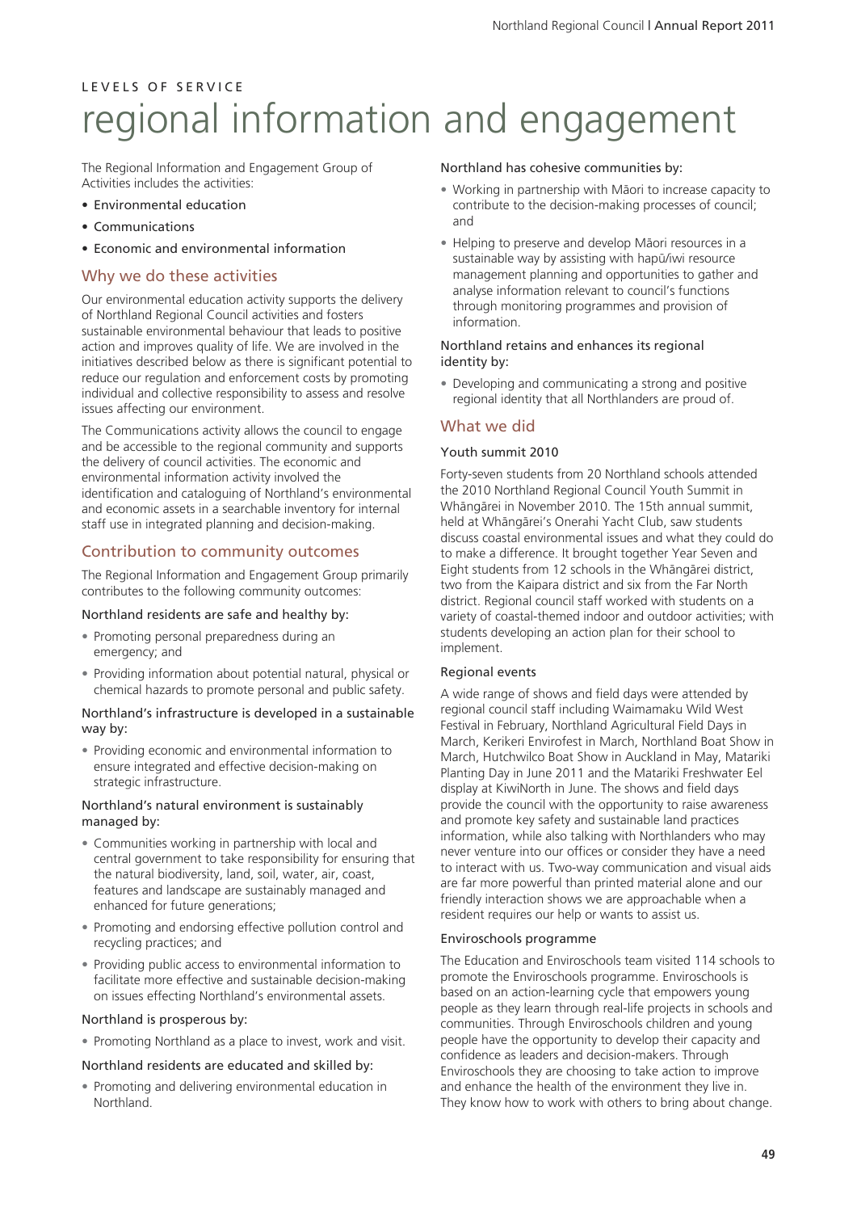LEVELS OF SERVICE

# regional information and engagement

The Regional Information and Engagement Group of Activities includes the activities:

- Environmental education
- Communications
- Economic and environmental information

## Why we do these activities

Our environmental education activity supports the delivery of Northland Regional Council activities and fosters sustainable environmental behaviour that leads to positive action and improves quality of life. We are involved in the initiatives described below as there is significant potential to reduce our regulation and enforcement costs by promoting individual and collective responsibility to assess and resolve issues affecting our environment.

The Communications activity allows the council to engage and be accessible to the regional community and supports the delivery of council activities. The economic and environmental information activity involved the identification and cataloguing of Northland's environmental and economic assets in a searchable inventory for internal staff use in integrated planning and decision-making.

## Contribution to community outcomes

The Regional Information and Engagement Group primarily contributes to the following community outcomes:

### Northland residents are safe and healthy by:

- Promoting personal preparedness during an emergency; and
- Providing information about potential natural, physical or chemical hazards to promote personal and public safety.

### Northland's infrastructure is developed in a sustainable way by:

- Providing economic and environmental information to ensure integrated and effective decision-making on strategic infrastructure.

### Northland's natural environment is sustainably managed by:

- Communities working in partnership with local and central government to take responsibility for ensuring that the natural biodiversity, land, soil, water, air, coast, features and landscape are sustainably managed and enhanced for future generations;
- Promoting and endorsing effective pollution control and recycling practices; and
- Providing public access to environmental information to facilitate more effective and sustainable decision-making on issues effecting Northland's environmental assets.

### Northland is prosperous by:

- Promoting Northland as a place to invest, work and visit.

### Northland residents are educated and skilled by:

- Promoting and delivering environmental education in Northland.

### Northland has cohesive communities by:

- Working in partnership with Māori to increase capacity to contribute to the decision-making processes of council; and
- Helping to preserve and develop Māori resources in a sustainable way by assisting with hapū/iwi resource management planning and opportunities to gather and analyse information relevant to council's functions through monitoring programmes and provision of information.

### Northland retains and enhances its regional identity by:

- Developing and communicating a strong and positive regional identity that all Northlanders are proud of.

## What we did

### Youth summit 2010

Forty-seven students from 20 Northland schools attended the 2010 Northland Regional Council Youth Summit in Whāngārei in November 2010. The 15th annual summit, held at Whāngārei's Onerahi Yacht Club, saw students discuss coastal environmental issues and what they could do to make a difference. It brought together Year Seven and Eight students from 12 schools in the Whāngārei district, two from the Kaipara district and six from the Far North district. Regional council staff worked with students on a variety of coastal-themed indoor and outdoor activities; with students developing an action plan for their school to implement.

### Regional events

A wide range of shows and field days were attended by regional council staff including Waimamaku Wild West Festival in February, Northland Agricultural Field Days in March, Kerikeri Envirofest in March, Northland Boat Show in March, Hutchwilco Boat Show in Auckland in May, Matariki Planting Day in June 2011 and the Matariki Freshwater Eel display at KiwiNorth in June. The shows and field days provide the council with the opportunity to raise awareness and promote key safety and sustainable land practices information, while also talking with Northlanders who may never venture into our offices or consider they have a need to interact with us. Two-way communication and visual aids are far more powerful than printed material alone and our friendly interaction shows we are approachable when a resident requires our help or wants to assist us.

### Enviroschools programme

The Education and Enviroschools team visited 114 schools to promote the Enviroschools programme. Enviroschools is based on an action-learning cycle that empowers young people as they learn through real-life projects in schools and communities. Through Enviroschools children and young people have the opportunity to develop their capacity and confidence as leaders and decision-makers. Through Enviroschools they are choosing to take action to improve and enhance the health of the environment they live in. They know how to work with others to bring about change.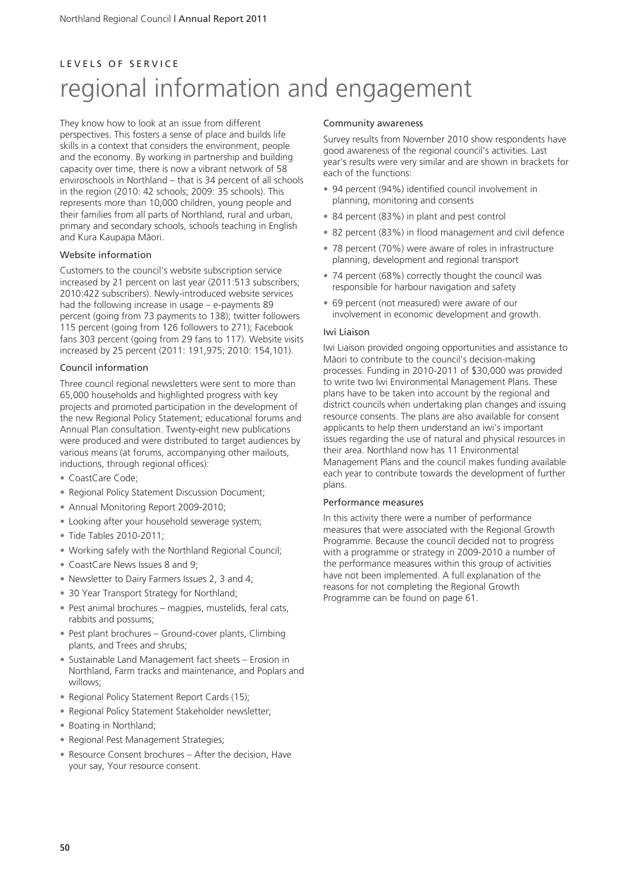LEVELS OF SERVICE

# regional information and engagement

They know how to look at an issue from different perspectives. This fosters a sense of place and builds life skills in a context that considers the environment, people and the economy. By working in partnership and building capacity over time, there is now a vibrant network of 58 enviroschools in Northland – that is 34 percent of all schools in the region (2010: 42 schools; 2009: 35 schools). This represents more than 10,000 children, young people and their families from all parts of Northland, rural and urban, primary and secondary schools, schools teaching in English and Kura Kaupapa Māori.

### Website information

Customers to the council's website subscription service increased by 21 percent on last year (2011:513 subscribers; 2010:422 subscribers). Newly-introduced website services had the following increase in usage – e-payments 89 percent (going from 73 payments to 138); twitter followers 115 percent (going from 126 followers to 271); Facebook fans 303 percent (going from 29 fans to 117). Website visits increased by 25 percent (2011: 191,975; 2010: 154,101).

### Council information

Three council regional newsletters were sent to more than 65,000 households and highlighted progress with key projects and promoted participation in the development of the new Regional Policy Statement; educational forums and Annual Plan consultation. Twenty-eight new publications were produced and were distributed to target audiences by various means (at forums, accompanying other mailouts, inductions, through regional offices):

- CoastCare Code;
- Regional Policy Statement Discussion Document;
- Annual Monitoring Report 2009-2010;
- Looking after your household sewerage system;
- Tide Tables 2010-2011;
- Working safely with the Northland Regional Council;
- CoastCare News Issues 8 and 9;
- Newsletter to Dairy Farmers Issues 2, 3 and 4;
- 30 Year Transport Strategy for Northland;
- Pest animal brochures – magpies, mustelids, feral cats, rabbits and possums;
- Pest plant brochures – Ground-cover plants, Climbing plants, and Trees and shrubs;
- Sustainable Land Management fact sheets – Erosion in Northland, Farm tracks and maintenance, and Poplars and willows;
- Regional Policy Statement Report Cards (15);
- Regional Policy Statement Stakeholder newsletter;
- Boating in Northland;
- Regional Pest Management Strategies;
- Resource Consent brochures – After the decision, Have your say, Your resource consent.

### Community awareness

Survey results from November 2010 show respondents have good awareness of the regional council's activities. Last year's results were very similar and are shown in brackets for each of the functions:

- 94 percent (94%) identified council involvement in planning, monitoring and consents
- 84 percent (83%) in plant and pest control
- 82 percent (83%) in flood management and civil defence
- 78 percent (70%) were aware of roles in infrastructure planning, development and regional transport
- 74 percent (68%) correctly thought the council was responsible for harbour navigation and safety
- 69 percent (not measured) were aware of our involvement in economic development and growth.

### Iwi Liaison

Iwi Liaison provided ongoing opportunities and assistance to Māori to contribute to the council's decision-making processes. Funding in 2010-2011 of $30,000 was provided to write two Iwi Environmental Management Plans. These plans have to be taken into account by the regional and district councils when undertaking plan changes and issuing resource consents. The plans are also available for consent applicants to help them understand an iwi's important issues regarding the use of natural and physical resources in their area. Northland now has 11 Environmental Management Plans and the council makes funding available each year to contribute towards the development of further plans.

### Performance measures

In this activity there were a number of performance measures that were associated with the Regional Growth Programme. Because the council decided not to progress with a programme or strategy in 2009-2010 a number of the performance measures within this group of activities have not been implemented. A full explanation of the reasons for not completing the Regional Growth Programme can be found on page 61.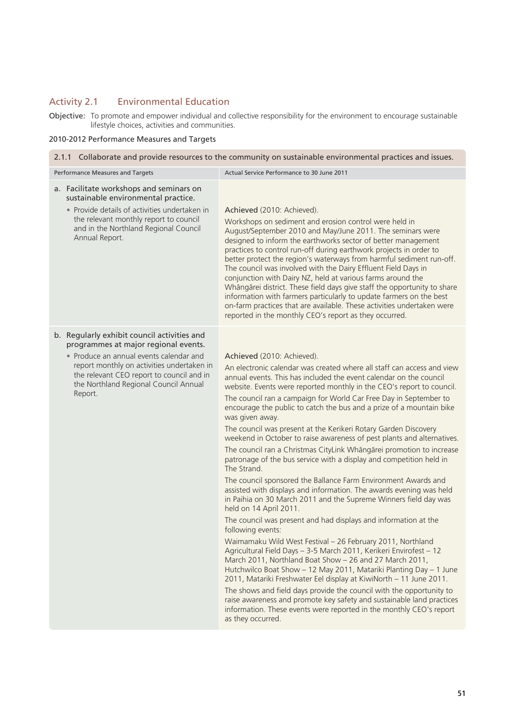## Activity 2.1 Environmental Education

**Objective:** To promote and empower individual and collective responsibility for the environment to encourage sustainable lifestyle choices, activities and communities.

2010-2012 Performance Measures and Targets

| 2.1.1 Collaborate and provide resources to the community on sustainable environmental practices and issues. | |
|---|---|
| Performance Measures and Targets | Actual Service Performance to 30 June 2011 |
| a. Facilitate workshops and seminars on sustainable environmental practice.<br>• Provide details of activities undertaken in the relevant monthly report to council and in the Northland Regional Council Annual Report. | Achieved (2010: Achieved).<br>Workshops on sediment and erosion control were held in August/September 2010 and May/June 2011. The seminars were designed to inform the earthworks sector of better management practices to control run-off during earthwork projects in order to better protect the region's waterways from harmful sediment run-off. The council was involved with the Dairy Effluent Field Days in conjunction with Dairy NZ, held at various farms around the Whāngārei district. These field days give staff the opportunity to share information with farmers particularly to update farmers on the best on-farm practices that are available. These activities undertaken were reported in the monthly CEO's report as they occurred. |
| b. Regularly exhibit council activities and programmes at major regional events.<br>• Produce an annual events calendar and report monthly on activities undertaken in the relevant CEO report to council and in the Northland Regional Council Annual Report. | Achieved (2010: Achieved).<br>An electronic calendar was created where all staff can access and view annual events. This has included the event calendar on the council website. Events were reported monthly in the CEO's report to council.<br>The council ran a campaign for World Car Free Day in September to encourage the public to catch the bus and a prize of a mountain bike was given away.<br>The council was present at the Kerikeri Rotary Garden Discovery weekend in October to raise awareness of pest plants and alternatives.<br>The council ran a Christmas CityLink Whāngārei promotion to increase patronage of the bus service with a display and competition held in The Strand.<br>The council sponsored the Ballance Farm Environment Awards and assisted with displays and information. The awards evening was held in Paihia on 30 March 2011 and the Supreme Winners field day was held on 14 April 2011.<br>The council was present and had displays and information at the following events:<br>Waimamaku Wild West Festival – 26 February 2011, Northland Agricultural Field Days – 3-5 March 2011, Kerikeri Envirofest – 12 March 2011, Northland Boat Show – 26 and 27 March 2011, Hutchwilco Boat Show – 12 May 2011, Matariki Planting Day – 1 June 2011, Matariki Freshwater Eel display at KiwiNorth – 11 June 2011.<br>The shows and field days provide the council with the opportunity to raise awareness and promote key safety and sustainable land practices information. These events were reported in the monthly CEO's report as they occurred. |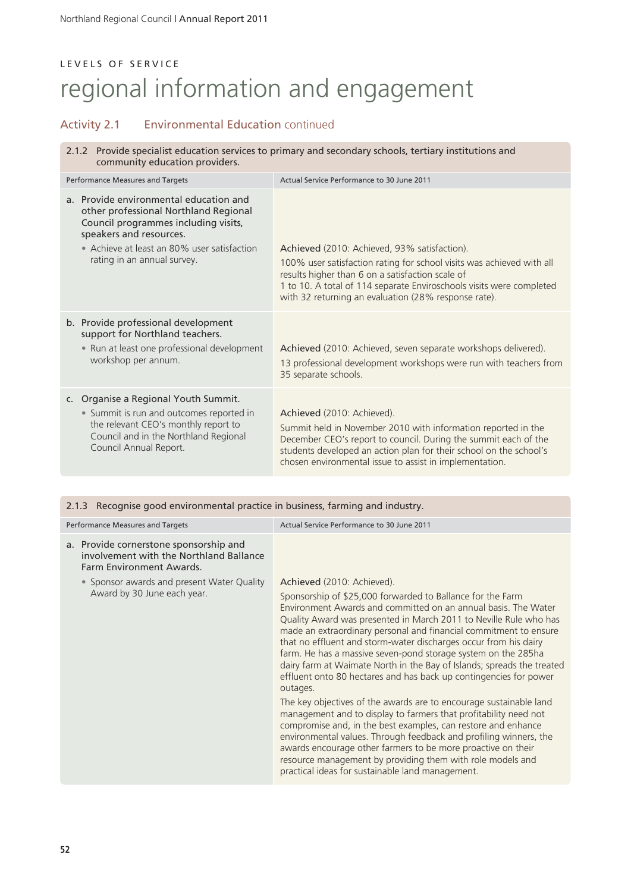LEVELS OF SERVICE

# regional information and engagement

## Activity 2.1 Environmental Education continued

### 2.1.2 Provide specialist education services to primary and secondary schools, tertiary institutions and community education providers.

| Performance Measures and Targets | Actual Service Performance to 30 June 2011 |
|---|---|
| a. Provide environmental education and other professional Northland Regional Council programmes including visits, speakers and resources.<br>• Achieve at least an 80% user satisfaction rating in an annual survey. | Achieved (2010: Achieved, 93% satisfaction).<br>100% user satisfaction rating for school visits was achieved with all results higher than 6 on a satisfaction scale of 1 to 10. A total of 114 separate Enviroschools visits were completed with 32 returning an evaluation (28% response rate). |
| b. Provide professional development support for Northland teachers.<br>• Run at least one professional development workshop per annum. | Achieved (2010: Achieved, seven separate workshops delivered).<br>13 professional development workshops were run with teachers from 35 separate schools. |
| c. Organise a Regional Youth Summit.<br>• Summit is run and outcomes reported in the relevant CEO's monthly report to Council and in the Northland Regional Council Annual Report. | Achieved (2010: Achieved).<br>Summit held in November 2010 with information reported in the December CEO's report to council. During the summit each of the students developed an action plan for their school on the school's chosen environmental issue to assist in implementation. |

### 2.1.3 Recognise good environmental practice in business, farming and industry.

| Performance Measures and Targets | Actual Service Performance to 30 June 2011 |
|---|---|
| a. Provide cornerstone sponsorship and involvement with the Northland Ballance Farm Environment Awards.<br>• Sponsor awards and present Water Quality Award by 30 June each year. | Achieved (2010: Achieved).<br>Sponsorship of $25,000 forwarded to Ballance for the Farm Environment Awards and committed on an annual basis. The Water Quality Award was presented in March 2011 to Neville Rule who has made an extraordinary personal and financial commitment to ensure that no effluent and storm-water discharges occur from his dairy farm. He has a massive seven-pond storage system on the 285ha dairy farm at Waimate North in the Bay of Islands; spreads the treated effluent onto 80 hectares and has back up contingencies for power outages.<br>The key objectives of the awards are to encourage sustainable land management and to display to farmers that profitability need not compromise and, in the best examples, can restore and enhance environmental values. Through feedback and profiling winners, the awards encourage other farmers to be more proactive on their resource management by providing them with role models and practical ideas for sustainable land management. |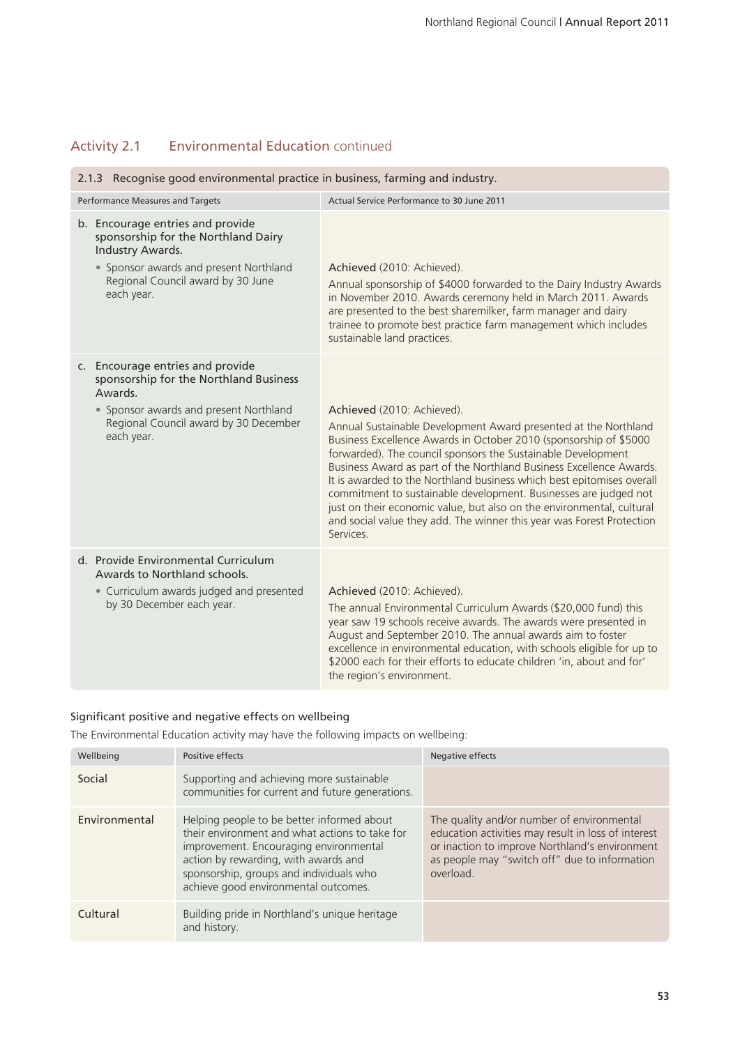## Activity 2.1 Environmental Education continued

| 2.1.3 Recognise good environmental practice in business, farming and industry. | |
|---|---|
| **Performance Measures and Targets** | **Actual Service Performance to 30 June 2011** |
| b. Encourage entries and provide sponsorship for the Northland Dairy Industry Awards.<br>• Sponsor awards and present Northland Regional Council award by 30 June each year. | Achieved (2010: Achieved).<br>Annual sponsorship of $4000 forwarded to the Dairy Industry Awards in November 2010. Awards ceremony held in March 2011. Awards are presented to the best sharemilker, farm manager and dairy trainee to promote best practice farm management which includes sustainable land practices. |
| c. Encourage entries and provide sponsorship for the Northland Business Awards.<br>• Sponsor awards and present Northland Regional Council award by 30 December each year. | Achieved (2010: Achieved).<br>Annual Sustainable Development Award presented at the Northland Business Excellence Awards in October 2010 (sponsorship of $5000 forwarded). The council sponsors the Sustainable Development Business Award as part of the Northland Business Excellence Awards. It is awarded to the Northland business which best epitomises overall commitment to sustainable development. Businesses are judged not just on their economic value, but also on the environmental, cultural and social value they add. The winner this year was Forest Protection Services. |
| d. Provide Environmental Curriculum Awards to Northland schools.<br>• Curriculum awards judged and presented by 30 December each year. | Achieved (2010: Achieved).<br>The annual Environmental Curriculum Awards ($20,000 fund) this year saw 19 schools receive awards. The awards were presented in August and September 2010. The annual awards aim to foster excellence in environmental education, with schools eligible for up to $2000 each for their efforts to educate children 'in, about and for' the region's environment. |

### Significant positive and negative effects on wellbeing

The Environmental Education activity may have the following impacts on wellbeing:

| Wellbeing | Positive effects | Negative effects |
|---|---|---|
| Social | Supporting and achieving more sustainable communities for current and future generations. | |
| Environmental | Helping people to be better informed about their environment and what actions to take for improvement. Encouraging environmental action by rewarding, with awards and sponsorship, groups and individuals who achieve good environmental outcomes. | The quality and/or number of environmental education activities may result in loss of interest or inaction to improve Northland's environment as people may "switch off" due to information overload. |
| Cultural | Building pride in Northland's unique heritage and history. | |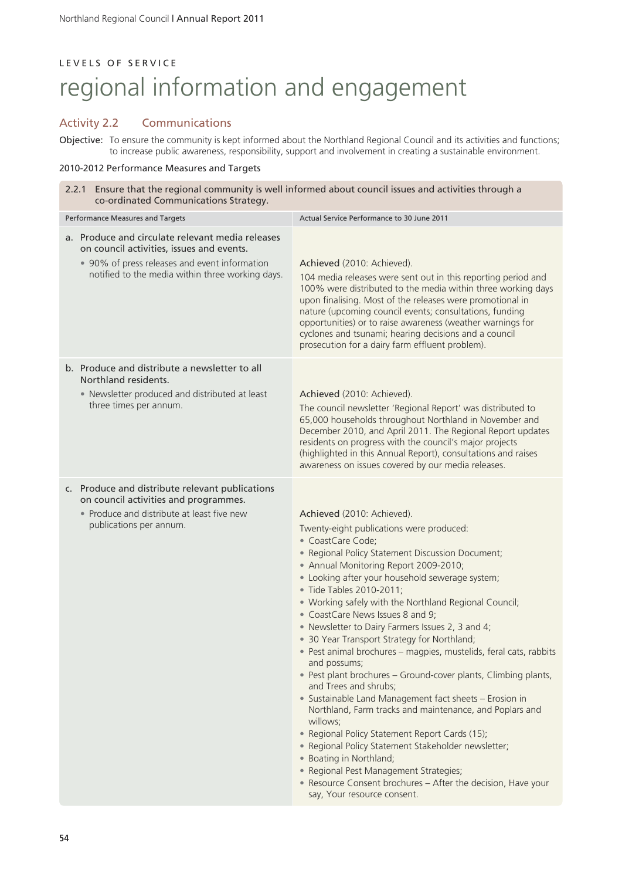LEVELS OF SERVICE

# regional information and engagement

## Activity 2.2 Communications

**Objective:** To ensure the community is kept informed about the Northland Regional Council and its activities and functions; to increase public awareness, responsibility, support and involvement in creating a sustainable environment.

### 2010-2012 Performance Measures and Targets

**2.2.1 Ensure that the regional community is well informed about council issues and activities through a co-ordinated Communications Strategy.**

| Performance Measures and Targets | Actual Service Performance to 30 June 2011 |
|---|---|
| a. Produce and circulate relevant media releases on council activities, issues and events.<br>• 90% of press releases and event information notified to the media within three working days. | Achieved (2010: Achieved).<br>104 media releases were sent out in this reporting period and 100% were distributed to the media within three working days upon finalising. Most of the releases were promotional in nature (upcoming council events; consultations, funding opportunities) or to raise awareness (weather warnings for cyclones and tsunami; hearing decisions and a council prosecution for a dairy farm effluent problem). |
| b. Produce and distribute a newsletter to all Northland residents.<br>• Newsletter produced and distributed at least three times per annum. | Achieved (2010: Achieved).<br>The council newsletter 'Regional Report' was distributed to 65,000 households throughout Northland in November and December 2010, and April 2011. The Regional Report updates residents on progress with the council's major projects (highlighted in this Annual Report), consultations and raises awareness on issues covered by our media releases. |
| c. Produce and distribute relevant publications on council activities and programmes.<br>• Produce and distribute at least five new publications per annum. | Achieved (2010: Achieved).<br>Twenty-eight publications were produced:<br>• CoastCare Code;<br>• Regional Policy Statement Discussion Document;<br>• Annual Monitoring Report 2009-2010;<br>• Looking after your household sewerage system;<br>• Tide Tables 2010-2011;<br>• Working safely with the Northland Regional Council;<br>• CoastCare News Issues 8 and 9;<br>• Newsletter to Dairy Farmers Issues 2, 3 and 4;<br>• 30 Year Transport Strategy for Northland;<br>• Pest animal brochures – magpies, mustelids, feral cats, rabbits and possums;<br>• Pest plant brochures – Ground-cover plants, Climbing plants, and Trees and shrubs;<br>• Sustainable Land Management fact sheets – Erosion in Northland, Farm tracks and maintenance, and Poplars and willows;<br>• Regional Policy Statement Report Cards (15);<br>• Regional Policy Statement Stakeholder newsletter;<br>• Boating in Northland;<br>• Regional Pest Management Strategies;<br>• Resource Consent brochures – After the decision, Have your say, Your resource consent. |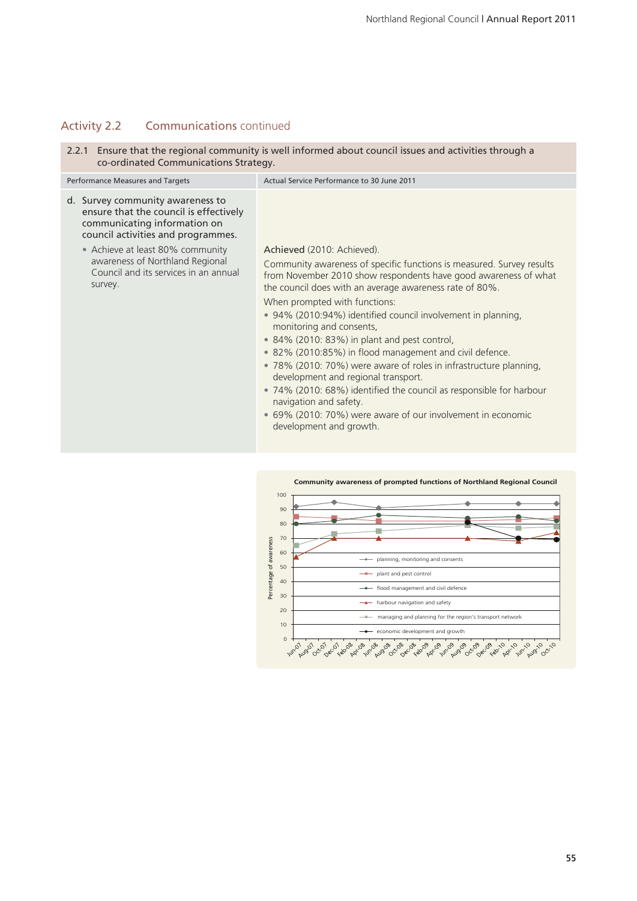## Activity 2.2 Communications continued

| 2.2.1 Ensure that the regional community is well informed about council issues and activities through a co-ordinated Communications Strategy. | |
|---|---|
| **Performance Measures and Targets** | **Actual Service Performance to 30 June 2011** |
| d. Survey community awareness to ensure that the council is effectively communicating information on council activities and programmes.<br>• Achieve at least 80% community awareness of Northland Regional Council and its services in an annual survey. | Achieved (2010: Achieved).<br>Community awareness of specific functions is measured. Survey results from November 2010 show respondents have good awareness of what the council does with an average awareness rate of 80%.<br>When prompted with functions:<br>• 94% (2010:94%) identified council involvement in planning, monitoring and consents,<br>• 84% (2010: 83%) in plant and pest control,<br>• 82% (2010:85%) in flood management and civil defence.<br>• 78% (2010: 70%) were aware of roles in infrastructure planning, development and regional transport.<br>• 74% (2010: 68%) identified the council as responsible for harbour navigation and safety.<br>• 69% (2010: 70%) were aware of our involvement in economic development and growth. |

**Community awareness of prompted functions of Northland Regional Council**

Percentage of awareness (0–100); x-axis: Jun-07, Aug-07, Oct-07, Dec-07, Feb-08, Apr-08, Jun-08, Aug-08, Oct-08, Dec-08, Feb-09, Apr-09, Jun-09, Aug-09, Oct-09, Dec-09, Feb-10, Apr-10, Jun-10, Aug-10, Oct-10

Legend: planning, monitoring and consents; plant and pest control; flood management and civil defence; harbour navigation and safety; managing and planning for the region's transport network; economic development and growth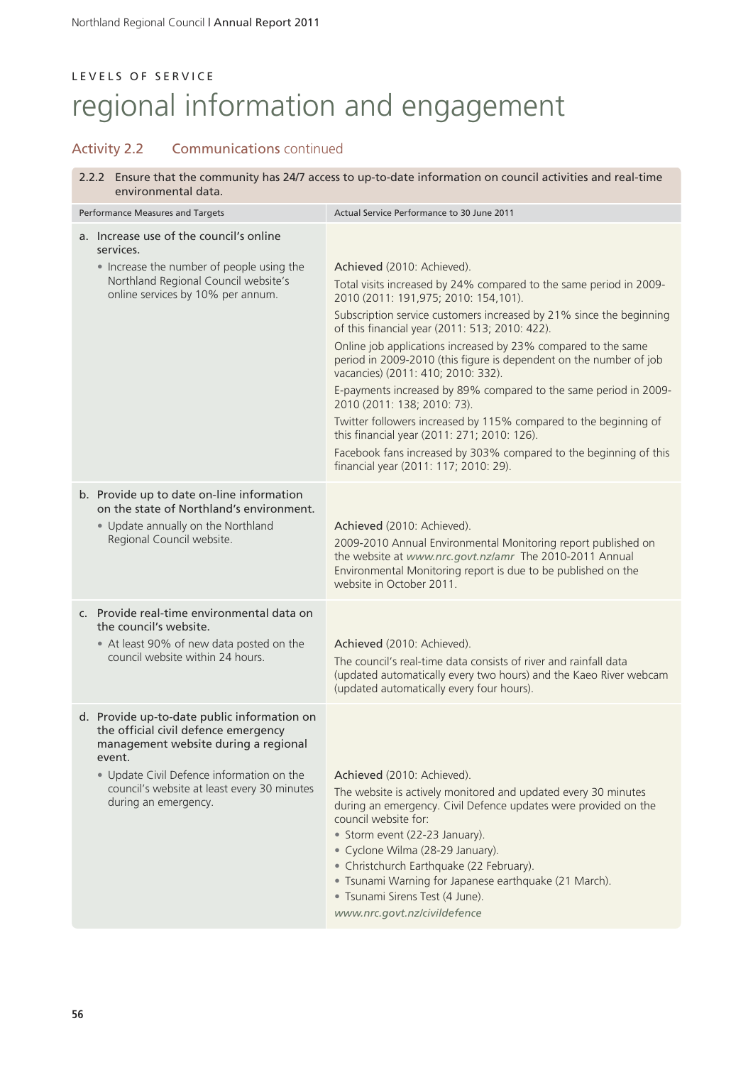LEVELS OF SERVICE

# regional information and engagement

## Activity 2.2 Communications continued

| 2.2.2 Ensure that the community has 24/7 access to up-to-date information on council activities and real-time environmental data. | |
|---|---|
| Performance Measures and Targets | Actual Service Performance to 30 June 2011 |
| a. Increase use of the council's online services.<br>• Increase the number of people using the Northland Regional Council website's online services by 10% per annum. | Achieved (2010: Achieved).<br>Total visits increased by 24% compared to the same period in 2009-2010 (2011: 191,975; 2010: 154,101).<br>Subscription service customers increased by 21% since the beginning of this financial year (2011: 513; 2010: 422).<br>Online job applications increased by 23% compared to the same period in 2009-2010 (this figure is dependent on the number of job vacancies) (2011: 410; 2010: 332).<br>E-payments increased by 89% compared to the same period in 2009-2010 (2011: 138; 2010: 73).<br>Twitter followers increased by 115% compared to the beginning of this financial year (2011: 271; 2010: 126).<br>Facebook fans increased by 303% compared to the beginning of this financial year (2011: 117; 2010: 29). |
| b. Provide up to date on-line information on the state of Northland's environment.<br>• Update annually on the Northland Regional Council website. | Achieved (2010: Achieved).<br>2009-2010 Annual Environmental Monitoring report published on the website at *www.nrc.govt.nz/amr* The 2010-2011 Annual Environmental Monitoring report is due to be published on the website in October 2011. |
| c. Provide real-time environmental data on the council's website.<br>• At least 90% of new data posted on the council website within 24 hours. | Achieved (2010: Achieved).<br>The council's real-time data consists of river and rainfall data (updated automatically every two hours) and the Kaeo River webcam (updated automatically every four hours). |
| d. Provide up-to-date public information on the official civil defence emergency management website during a regional event.<br>• Update Civil Defence information on the council's website at least every 30 minutes during an emergency. | Achieved (2010: Achieved).<br>The website is actively monitored and updated every 30 minutes during an emergency. Civil Defence updates were provided on the council website for:<br>• Storm event (22-23 January).<br>• Cyclone Wilma (28-29 January).<br>• Christchurch Earthquake (22 February).<br>• Tsunami Warning for Japanese earthquake (21 March).<br>• Tsunami Sirens Test (4 June).<br>*www.nrc.govt.nz/civildefence* |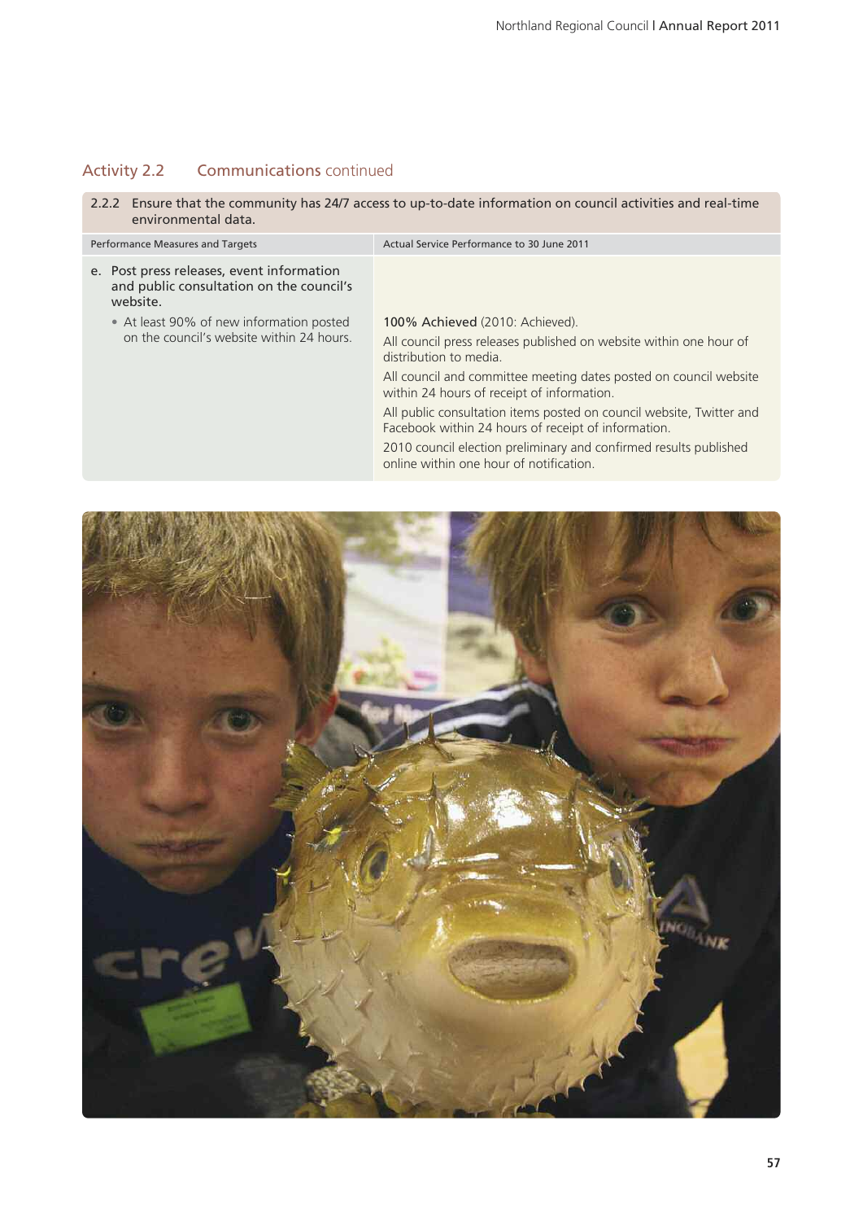## Activity 2.2 Communications continued

| 2.2.2 Ensure that the community has 24/7 access to up-to-date information on council activities and real-time environmental data. | |
|---|---|
| Performance Measures and Targets | Actual Service Performance to 30 June 2011 |
| e. Post press releases, event information and public consultation on the council's website.<br>• At least 90% of new information posted on the council's website within 24 hours. | **100% Achieved** (2010: Achieved).<br>All council press releases published on website within one hour of distribution to media.<br>All council and committee meeting dates posted on council website within 24 hours of receipt of information.<br>All public consultation items posted on council website, Twitter and Facebook within 24 hours of receipt of information.<br>2010 council election preliminary and confirmed results published online within one hour of notification. |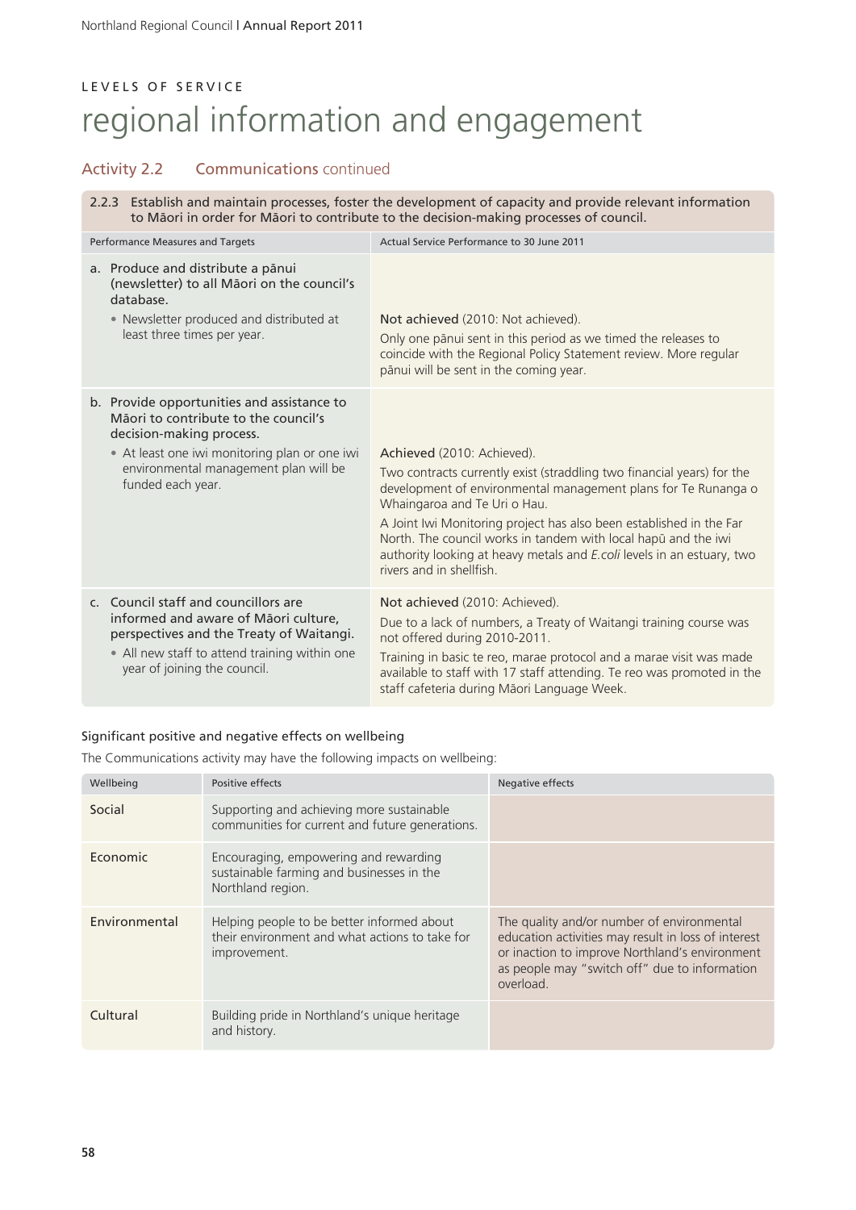LEVELS OF SERVICE

# regional information and engagement

## Activity 2.2 Communications continued

### 2.2.3 Establish and maintain processes, foster the development of capacity and provide relevant information to Māori in order for Māori to contribute to the decision-making processes of council.

| Performance Measures and Targets | Actual Service Performance to 30 June 2011 |
|---|---|
| a. Produce and distribute a pānui (newsletter) to all Māori on the council's database.<br>• Newsletter produced and distributed at least three times per year. | Not achieved (2010: Not achieved).<br>Only one pānui sent in this period as we timed the releases to coincide with the Regional Policy Statement review. More regular pānui will be sent in the coming year. |
| b. Provide opportunities and assistance to Māori to contribute to the council's decision-making process.<br>• At least one iwi monitoring plan or one iwi environmental management plan will be funded each year. | Achieved (2010: Achieved).<br>Two contracts currently exist (straddling two financial years) for the development of environmental management plans for Te Runanga o Whaingaroa and Te Uri o Hau.<br>A Joint Iwi Monitoring project has also been established in the Far North. The council works in tandem with local hapū and the iwi authority looking at heavy metals and *E.coli* levels in an estuary, two rivers and in shellfish. |
| c. Council staff and councillors are informed and aware of Māori culture, perspectives and the Treaty of Waitangi.<br>• All new staff to attend training within one year of joining the council. | Not achieved (2010: Achieved).<br>Due to a lack of numbers, a Treaty of Waitangi training course was not offered during 2010-2011.<br>Training in basic te reo, marae protocol and a marae visit was made available to staff with 17 staff attending. Te reo was promoted in the staff cafeteria during Māori Language Week. |

#### Significant positive and negative effects on wellbeing

The Communications activity may have the following impacts on wellbeing:

| Wellbeing | Positive effects | Negative effects |
|---|---|---|
| Social | Supporting and achieving more sustainable communities for current and future generations. | |
| Economic | Encouraging, empowering and rewarding sustainable farming and businesses in the Northland region. | |
| Environmental | Helping people to be better informed about their environment and what actions to take for improvement. | The quality and/or number of environmental education activities may result in loss of interest or inaction to improve Northland's environment as people may "switch off" due to information overload. |
| Cultural | Building pride in Northland's unique heritage and history. | |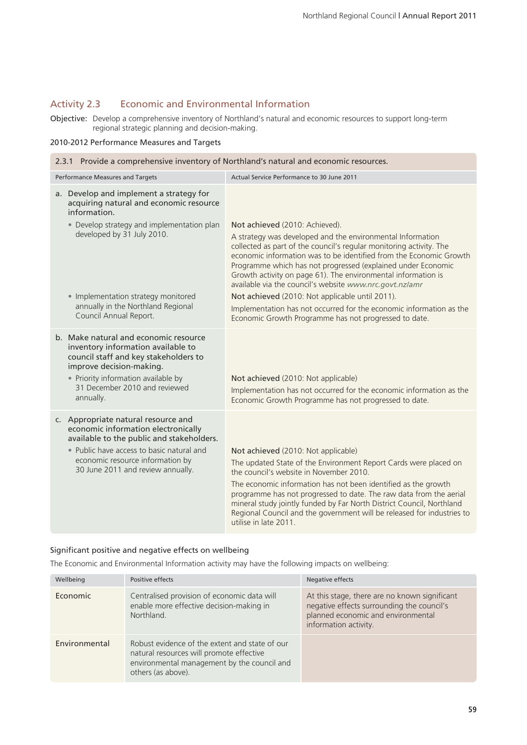## Activity 2.3 Economic and Environmental Information

**Objective:** Develop a comprehensive inventory of Northland's natural and economic resources to support long-term regional strategic planning and decision-making.

### 2010-2012 Performance Measures and Targets

| 2.3.1 Provide a comprehensive inventory of Northland's natural and economic resources. | |
|---|---|
| Performance Measures and Targets | Actual Service Performance to 30 June 2011 |
| a. Develop and implement a strategy for acquiring natural and economic resource information.<br>• Develop strategy and implementation plan developed by 31 July 2010. | Not achieved (2010: Achieved).<br>A strategy was developed and the environmental Information collected as part of the council's regular monitoring activity. The economic information was to be identified from the Economic Growth Programme which has not progressed (explained under Economic Growth activity on page 61). The environmental information is available via the council's website *www.nrc.govt.nz/amr* |
| • Implementation strategy monitored annually in the Northland Regional Council Annual Report. | Not achieved (2010: Not applicable until 2011).<br>Implementation has not occurred for the economic information as the Economic Growth Programme has not progressed to date. |
| b. Make natural and economic resource inventory information available to council staff and key stakeholders to improve decision-making.<br>• Priority information available by 31 December 2010 and reviewed annually. | Not achieved (2010: Not applicable)<br>Implementation has not occurred for the economic information as the Economic Growth Programme has not progressed to date. |
| c. Appropriate natural resource and economic information electronically available to the public and stakeholders.<br>• Public have access to basic natural and economic resource information by 30 June 2011 and review annually. | Not achieved (2010: Not applicable)<br>The updated State of the Environment Report Cards were placed on the council's website in November 2010.<br>The economic information has not been identified as the growth programme has not progressed to date. The raw data from the aerial mineral study jointly funded by Far North District Council, Northland Regional Council and the government will be released for industries to utilise in late 2011. |

### Significant positive and negative effects on wellbeing

The Economic and Environmental Information activity may have the following impacts on wellbeing:

| Wellbeing | Positive effects | Negative effects |
|---|---|---|
| Economic | Centralised provision of economic data will enable more effective decision-making in Northland. | At this stage, there are no known significant negative effects surrounding the council's planned economic and environmental information activity. |
| Environmental | Robust evidence of the extent and state of our natural resources will promote effective environmental management by the council and others (as above). | |